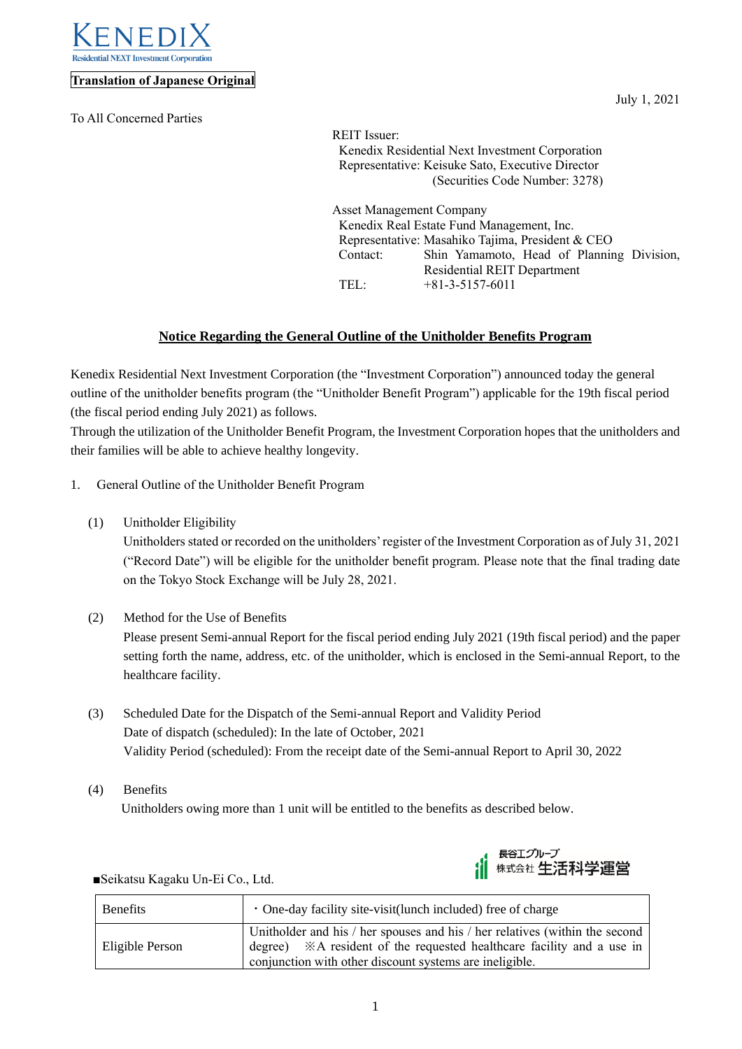KENEDIX
Residential NEXT Investment Corporation

**Translation of Japanese Original**

July 1, 2021

To All Concerned Parties

REIT Issuer:
Kenedix Residential Next Investment Corporation
Representative: Keisuke Sato, Executive Director
(Securities Code Number: 3278)

Asset Management Company
Kenedix Real Estate Fund Management, Inc.
Representative: Masahiko Tajima, President & CEO
Contact: Shin Yamamoto, Head of Planning Division, Residential REIT Department
TEL: +81-3-5157-6011

## Notice Regarding the General Outline of the Unitholder Benefits Program

Kenedix Residential Next Investment Corporation (the "Investment Corporation") announced today the general outline of the unitholder benefits program (the "Unitholder Benefit Program") applicable for the 19th fiscal period (the fiscal period ending July 2021) as follows.
Through the utilization of the Unitholder Benefit Program, the Investment Corporation hopes that the unitholders and their families will be able to achieve healthy longevity.

1. General Outline of the Unitholder Benefit Program

(1) Unitholder Eligibility
Unitholders stated or recorded on the unitholders' register of the Investment Corporation as of July 31, 2021 ("Record Date") will be eligible for the unitholder benefit program. Please note that the final trading date on the Tokyo Stock Exchange will be July 28, 2021.

(2) Method for the Use of Benefits
Please present Semi-annual Report for the fiscal period ending July 2021 (19th fiscal period) and the paper setting forth the name, address, etc. of the unitholder, which is enclosed in the Semi-annual Report, to the healthcare facility.

(3) Scheduled Date for the Dispatch of the Semi-annual Report and Validity Period
Date of dispatch (scheduled): In the late of October, 2021
Validity Period (scheduled): From the receipt date of the Semi-annual Report to April 30, 2022

(4) Benefits
Unitholders owing more than 1 unit will be entitled to the benefits as described below.

■Seikatsu Kagaku Un-Ei Co., Ltd.

長谷工グループ
株式会社 生活科学運営

| Benefits | ・One-day facility site-visit(lunch included) free of charge |
|---|---|
| Eligible Person | Unitholder and his / her spouses and his / her relatives (within the second degree) ※A resident of the requested healthcare facility and a use in conjunction with other discount systems are ineligible. |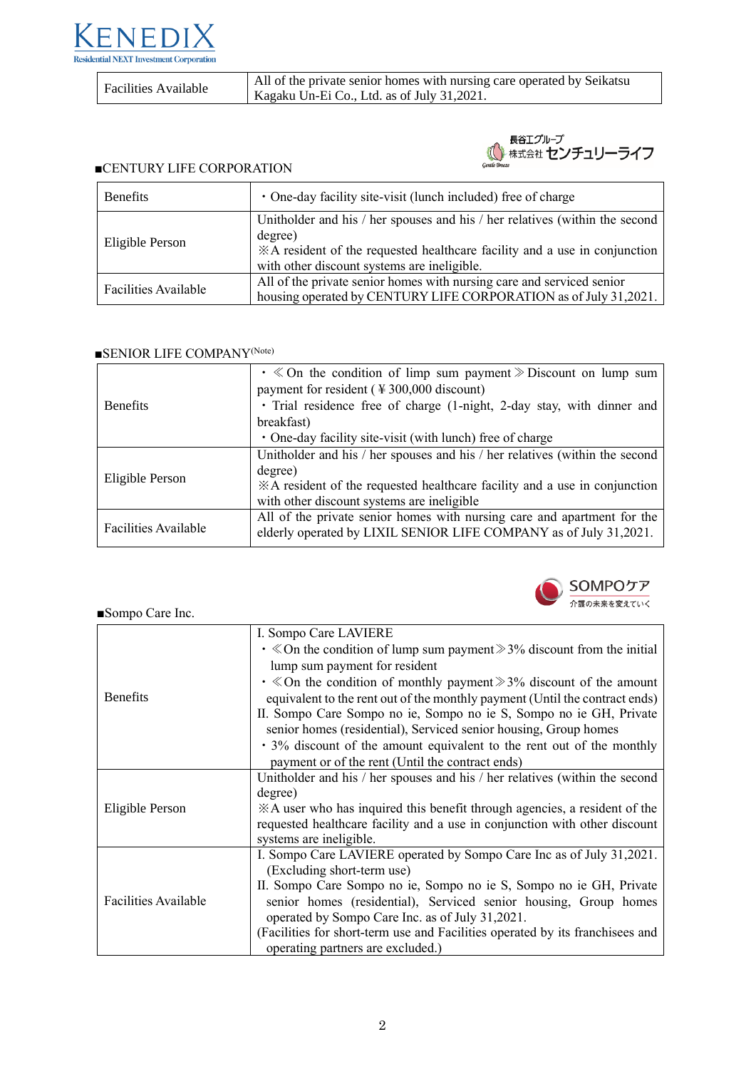| Facilities Available | All of the private senior homes with nursing care operated by Seikatsu Kagaku Un-Ei Co., Ltd. as of July 31,2021. |
|---|---|

■CENTURY LIFE CORPORATION

| Benefits | ・One-day facility site-visit (lunch included) free of charge |
|---|---|
| Eligible Person | Unitholder and his / her spouses and his / her relatives (within the second degree)<br>※A resident of the requested healthcare facility and a use in conjunction with other discount systems are ineligible. |
| Facilities Available | All of the private senior homes with nursing care and serviced senior housing operated by CENTURY LIFE CORPORATION as of July 31,2021. |

■SENIOR LIFE COMPANY(Note)

| Benefits | ・≪On the condition of limp sum payment≫Discount on lump sum payment for resident (￥300,000 discount)<br>・Trial residence free of charge (1-night, 2-day stay, with dinner and breakfast)<br>・One-day facility site-visit (with lunch) free of charge |
|---|---|
| Eligible Person | Unitholder and his / her spouses and his / her relatives (within the second degree)<br>※A resident of the requested healthcare facility and a use in conjunction with other discount systems are ineligible |
| Facilities Available | All of the private senior homes with nursing care and apartment for the elderly operated by LIXIL SENIOR LIFE COMPANY as of July 31,2021. |

■Sompo Care Inc.

| Benefits | I. Sompo Care LAVIERE<br>・≪On the condition of lump sum payment≫3% discount from the initial lump sum payment for resident<br>・≪On the condition of monthly payment≫3% discount of the amount equivalent to the rent out of the monthly payment (Until the contract ends)<br>II. Sompo Care Sompo no ie, Sompo no ie S, Sompo no ie GH, Private senior homes (residential), Serviced senior housing, Group homes<br>・3% discount of the amount equivalent to the rent out of the monthly payment or of the rent (Until the contract ends) |
|---|---|
| Eligible Person | Unitholder and his / her spouses and his / her relatives (within the second degree)<br>※A user who has inquired this benefit through agencies, a resident of the requested healthcare facility and a use in conjunction with other discount systems are ineligible. |
| Facilities Available | I. Sompo Care LAVIERE operated by Sompo Care Inc as of July 31,2021. (Excluding short-term use)<br>II. Sompo Care Sompo no ie, Sompo no ie S, Sompo no ie GH, Private senior homes (residential), Serviced senior housing, Group homes operated by Sompo Care Inc. as of July 31,2021.<br>(Facilities for short-term use and Facilities operated by its franchisees and operating partners are excluded.) |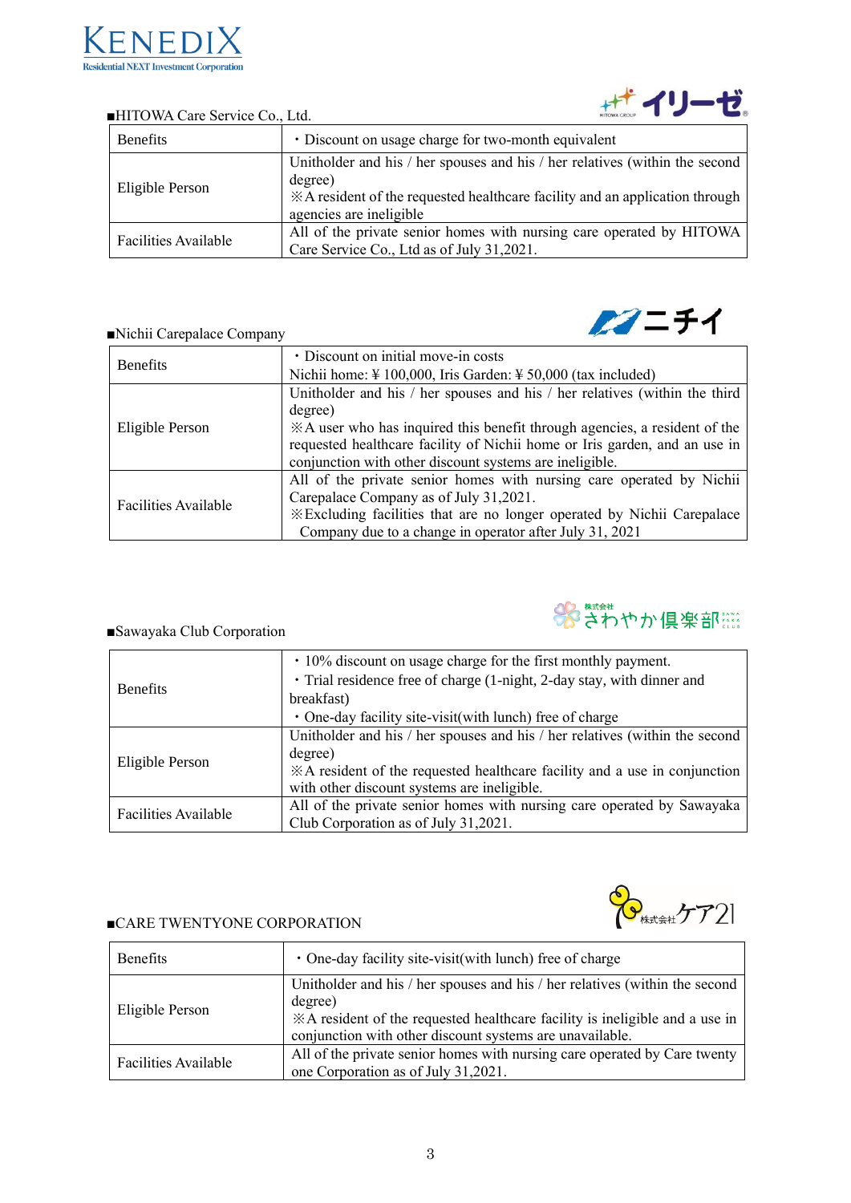■HITOWA Care Service Co., Ltd.

| Benefits | ・Discount on usage charge for two-month equivalent |
| --- | --- |
| Eligible Person | Unitholder and his / her spouses and his / her relatives (within the second degree)<br>※A resident of the requested healthcare facility and an application through agencies are ineligible |
| Facilities Available | All of the private senior homes with nursing care operated by HITOWA Care Service Co., Ltd as of July 31,2021. |

■Nichii Carepalace Company

| Benefits | ・Discount on initial move-in costs<br>Nichii home: ¥ 100,000, Iris Garden: ¥ 50,000 (tax included) |
| --- | --- |
| Eligible Person | Unitholder and his / her spouses and his / her relatives (within the third degree)<br>※A user who has inquired this benefit through agencies, a resident of the requested healthcare facility of Nichii home or Iris garden, and an use in conjunction with other discount systems are ineligible. |
| Facilities Available | All of the private senior homes with nursing care operated by Nichii Carepalace Company as of July 31,2021.<br>※Excluding facilities that are no longer operated by Nichii Carepalace Company due to a change in operator after July 31, 2021 |

■Sawayaka Club Corporation

| Benefits | ・10% discount on usage charge for the first monthly payment.<br>・Trial residence free of charge (1-night, 2-day stay, with dinner and breakfast)<br>・One-day facility site-visit(with lunch) free of charge |
| --- | --- |
| Eligible Person | Unitholder and his / her spouses and his / her relatives (within the second degree)<br>※A resident of the requested healthcare facility and a use in conjunction with other discount systems are ineligible. |
| Facilities Available | All of the private senior homes with nursing care operated by Sawayaka Club Corporation as of July 31,2021. |

■CARE TWENTYONE CORPORATION

| Benefits | ・One-day facility site-visit(with lunch) free of charge |
| --- | --- |
| Eligible Person | Unitholder and his / her spouses and his / her relatives (within the second degree)<br>※A resident of the requested healthcare facility is ineligible and a use in conjunction with other discount systems are unavailable. |
| Facilities Available | All of the private senior homes with nursing care operated by Care twenty one Corporation as of July 31,2021. |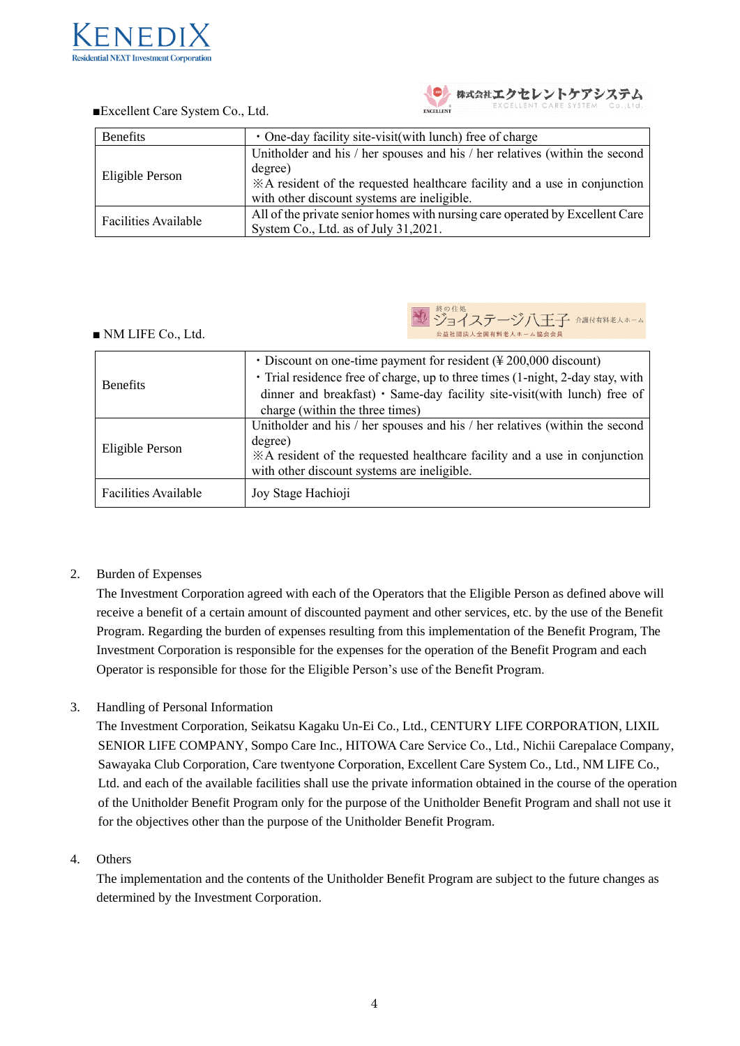■Excellent Care System Co., Ltd.

| Benefits | ・One-day facility site-visit(with lunch) free of charge |
|---|---|
| Eligible Person | Unitholder and his / her spouses and his / her relatives (within the second degree)<br>※A resident of the requested healthcare facility and a use in conjunction with other discount systems are ineligible. |
| Facilities Available | All of the private senior homes with nursing care operated by Excellent Care System Co., Ltd. as of July 31,2021. |

■ NM LIFE Co., Ltd.

| Benefits | ・Discount on one-time payment for resident (¥ 200,000 discount)<br>・Trial residence free of charge, up to three times (1-night, 2-day stay, with dinner and breakfast)・Same-day facility site-visit(with lunch) free of charge (within the three times) |
|---|---|
| Eligible Person | Unitholder and his / her spouses and his / her relatives (within the second degree)<br>※A resident of the requested healthcare facility and a use in conjunction with other discount systems are ineligible. |
| Facilities Available | Joy Stage Hachioji |

2. Burden of Expenses
The Investment Corporation agreed with each of the Operators that the Eligible Person as defined above will receive a benefit of a certain amount of discounted payment and other services, etc. by the use of the Benefit Program. Regarding the burden of expenses resulting from this implementation of the Benefit Program, The Investment Corporation is responsible for the expenses for the operation of the Benefit Program and each Operator is responsible for those for the Eligible Person's use of the Benefit Program.

3. Handling of Personal Information
The Investment Corporation, Seikatsu Kagaku Un-Ei Co., Ltd., CENTURY LIFE CORPORATION, LIXIL SENIOR LIFE COMPANY, Sompo Care Inc., HITOWA Care Service Co., Ltd., Nichii Carepalace Company, Sawayaka Club Corporation, Care twentyone Corporation, Excellent Care System Co., Ltd., NM LIFE Co., Ltd. and each of the available facilities shall use the private information obtained in the course of the operation of the Unitholder Benefit Program only for the purpose of the Unitholder Benefit Program and shall not use it for the objectives other than the purpose of the Unitholder Benefit Program.

4. Others
The implementation and the contents of the Unitholder Benefit Program are subject to the future changes as determined by the Investment Corporation.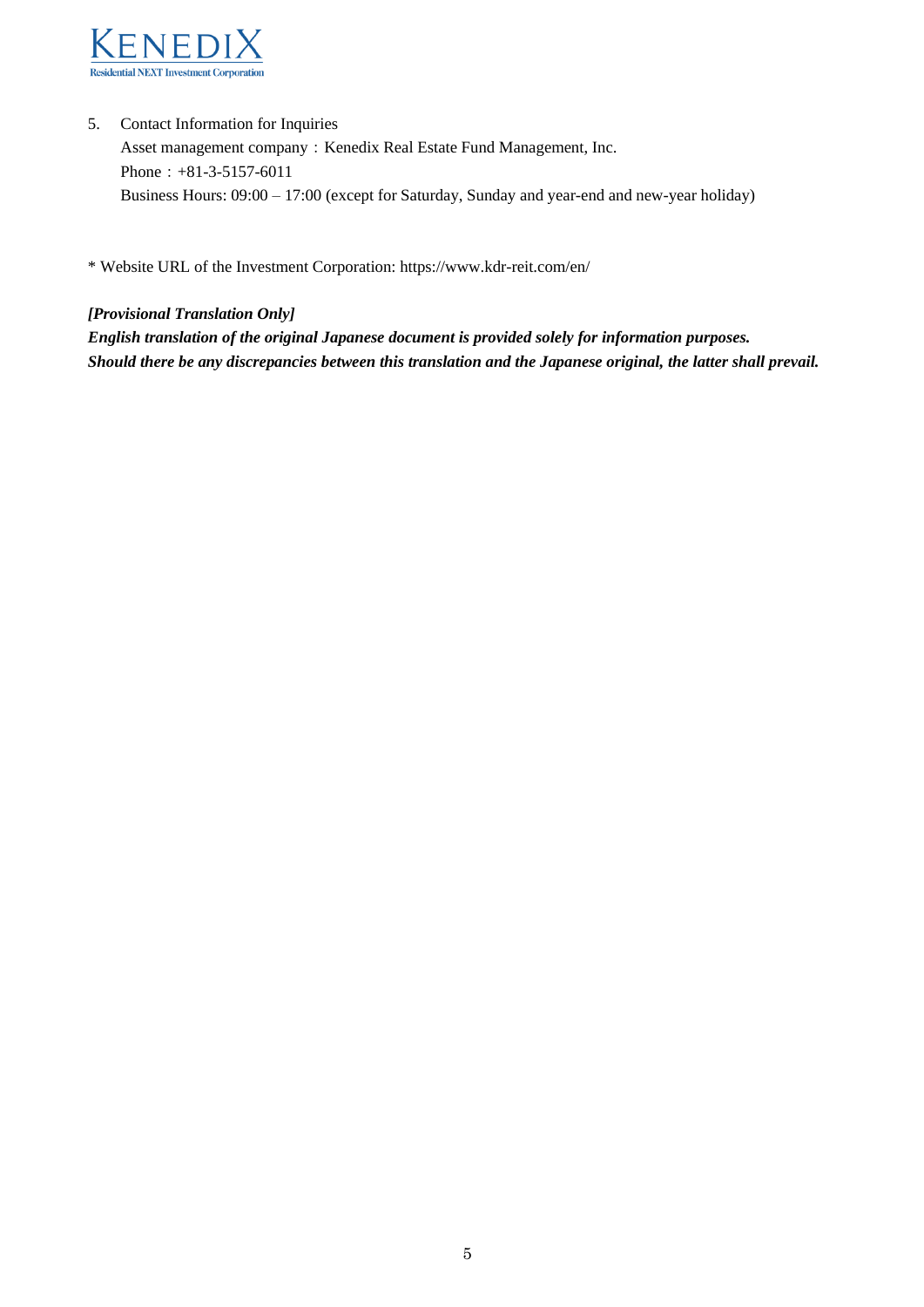5. Contact Information for Inquiries

   Asset management company：Kenedix Real Estate Fund Management, Inc.

   Phone：+81-3-5157-6011

   Business Hours: 09:00 – 17:00 (except for Saturday, Sunday and year-end and new-year holiday)

* Website URL of the Investment Corporation: https://www.kdr-reit.com/en/

***[Provisional Translation Only]***

***English translation of the original Japanese document is provided solely for information purposes.***

***Should there be any discrepancies between this translation and the Japanese original, the latter shall prevail.***